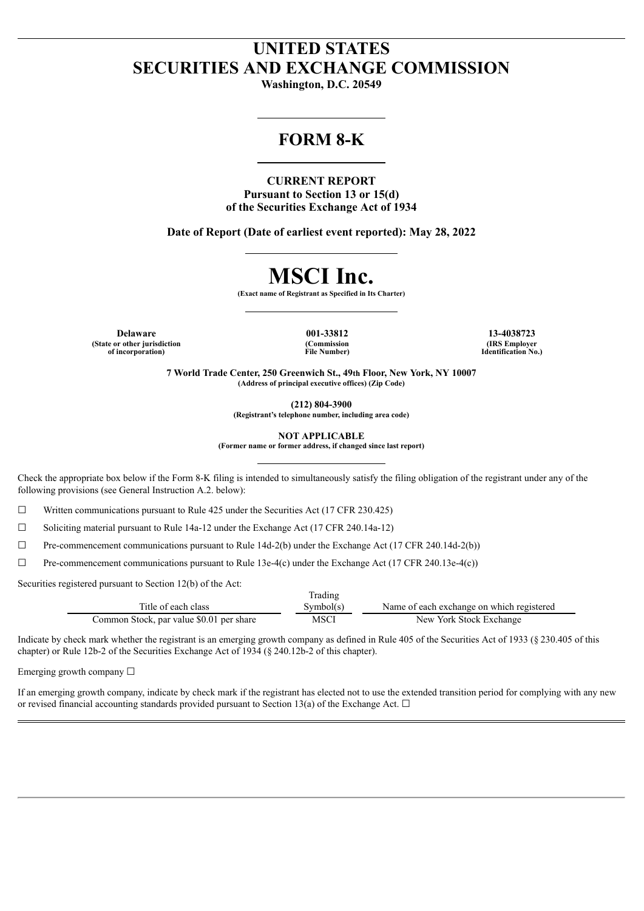# UNITED STATES
# SECURITIES AND EXCHANGE COMMISSION

**Washington, D.C. 20549**

## FORM 8-K

**CURRENT REPORT**
**Pursuant to Section 13 or 15(d)**
**of the Securities Exchange Act of 1934**

**Date of Report (Date of earliest event reported): May 28, 2022**

# MSCI Inc.

**(Exact name of Registrant as Specified in Its Charter)**

| **Delaware** | **001-33812** | **13-4038723** |
|---|---|---|
| **(State or other jurisdiction of incorporation)** | **(Commission File Number)** | **(IRS Employer Identification No.)** |

**7 World Trade Center, 250 Greenwich St., 49th Floor, New York, NY 10007**
**(Address of principal executive offices) (Zip Code)**

**(212) 804-3900**
**(Registrant's telephone number, including area code)**

**NOT APPLICABLE**
**(Former name or former address, if changed since last report)**

Check the appropriate box below if the Form 8-K filing is intended to simultaneously satisfy the filing obligation of the registrant under any of the following provisions (see General Instruction A.2. below):

☐ Written communications pursuant to Rule 425 under the Securities Act (17 CFR 230.425)

☐ Soliciting material pursuant to Rule 14a-12 under the Exchange Act (17 CFR 240.14a-12)

☐ Pre-commencement communications pursuant to Rule 14d-2(b) under the Exchange Act (17 CFR 240.14d-2(b))

☐ Pre-commencement communications pursuant to Rule 13e-4(c) under the Exchange Act (17 CFR 240.13e-4(c))

Securities registered pursuant to Section 12(b) of the Act:

| Title of each class | Trading Symbol(s) | Name of each exchange on which registered |
|---|---|---|
| Common Stock, par value $0.01 per share | MSCI | New York Stock Exchange |

Indicate by check mark whether the registrant is an emerging growth company as defined in Rule 405 of the Securities Act of 1933 (§ 230.405 of this chapter) or Rule 12b-2 of the Securities Exchange Act of 1934 (§ 240.12b-2 of this chapter).

Emerging growth company ☐

If an emerging growth company, indicate by check mark if the registrant has elected not to use the extended transition period for complying with any new or revised financial accounting standards provided pursuant to Section 13(a) of the Exchange Act. ☐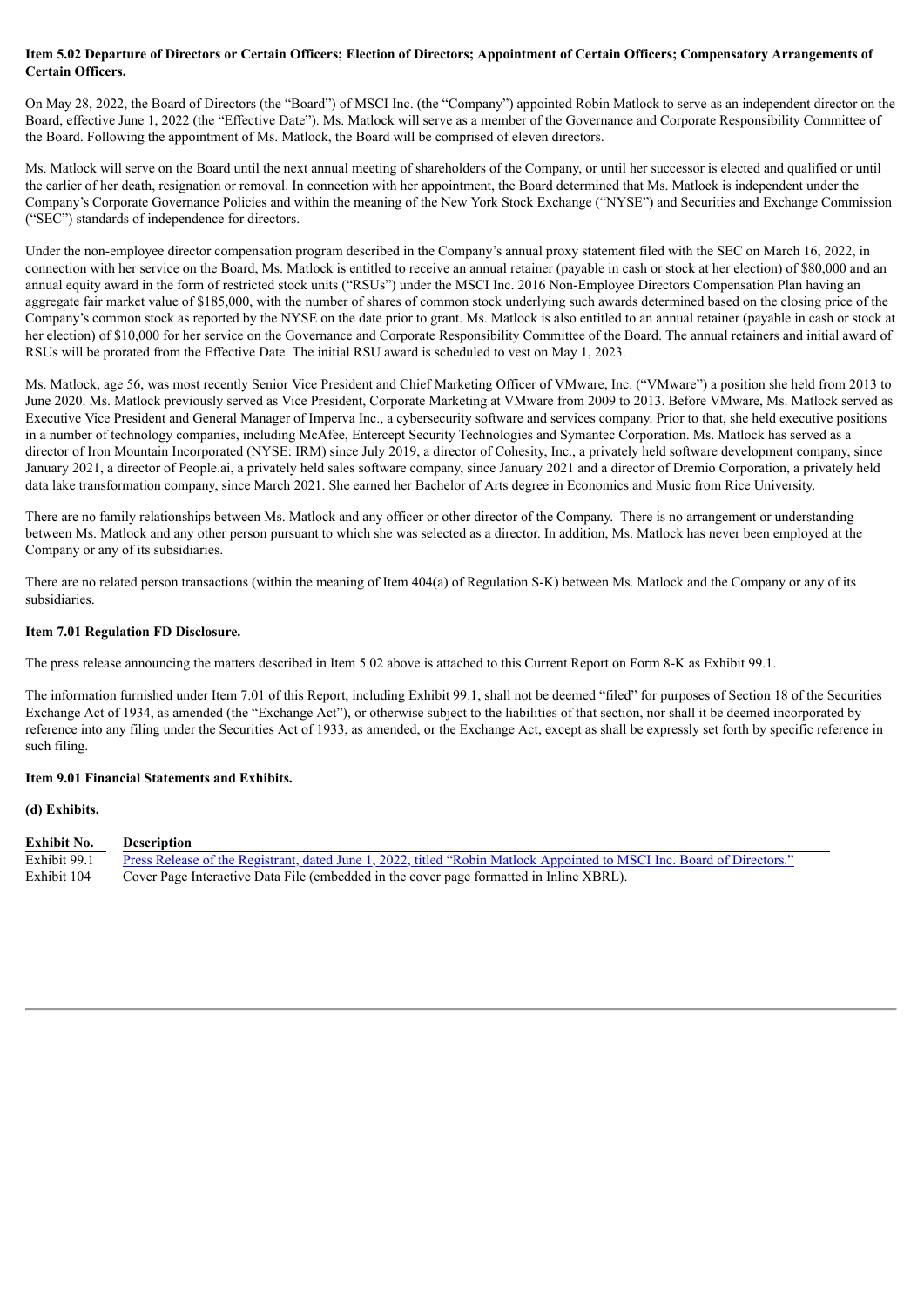**Item 5.02 Departure of Directors or Certain Officers; Election of Directors; Appointment of Certain Officers; Compensatory Arrangements of Certain Officers.**

On May 28, 2022, the Board of Directors (the "Board") of MSCI Inc. (the "Company") appointed Robin Matlock to serve as an independent director on the Board, effective June 1, 2022 (the "Effective Date"). Ms. Matlock will serve as a member of the Governance and Corporate Responsibility Committee of the Board. Following the appointment of Ms. Matlock, the Board will be comprised of eleven directors.

Ms. Matlock will serve on the Board until the next annual meeting of shareholders of the Company, or until her successor is elected and qualified or until the earlier of her death, resignation or removal. In connection with her appointment, the Board determined that Ms. Matlock is independent under the Company's Corporate Governance Policies and within the meaning of the New York Stock Exchange ("NYSE") and Securities and Exchange Commission ("SEC") standards of independence for directors.

Under the non-employee director compensation program described in the Company's annual proxy statement filed with the SEC on March 16, 2022, in connection with her service on the Board, Ms. Matlock is entitled to receive an annual retainer (payable in cash or stock at her election) of $80,000 and an annual equity award in the form of restricted stock units ("RSUs") under the MSCI Inc. 2016 Non-Employee Directors Compensation Plan having an aggregate fair market value of $185,000, with the number of shares of common stock underlying such awards determined based on the closing price of the Company's common stock as reported by the NYSE on the date prior to grant. Ms. Matlock is also entitled to an annual retainer (payable in cash or stock at her election) of $10,000 for her service on the Governance and Corporate Responsibility Committee of the Board. The annual retainers and initial award of RSUs will be prorated from the Effective Date. The initial RSU award is scheduled to vest on May 1, 2023.

Ms. Matlock, age 56, was most recently Senior Vice President and Chief Marketing Officer of VMware, Inc. ("VMware") a position she held from 2013 to June 2020. Ms. Matlock previously served as Vice President, Corporate Marketing at VMware from 2009 to 2013. Before VMware, Ms. Matlock served as Executive Vice President and General Manager of Imperva Inc., a cybersecurity software and services company. Prior to that, she held executive positions in a number of technology companies, including McAfee, Entercept Security Technologies and Symantec Corporation. Ms. Matlock has served as a director of Iron Mountain Incorporated (NYSE: IRM) since July 2019, a director of Cohesity, Inc., a privately held software development company, since January 2021, a director of People.ai, a privately held sales software company, since January 2021 and a director of Dremio Corporation, a privately held data lake transformation company, since March 2021. She earned her Bachelor of Arts degree in Economics and Music from Rice University.

There are no family relationships between Ms. Matlock and any officer or other director of the Company. There is no arrangement or understanding between Ms. Matlock and any other person pursuant to which she was selected as a director. In addition, Ms. Matlock has never been employed at the Company or any of its subsidiaries.

There are no related person transactions (within the meaning of Item 404(a) of Regulation S-K) between Ms. Matlock and the Company or any of its subsidiaries.

**Item 7.01 Regulation FD Disclosure.**

The press release announcing the matters described in Item 5.02 above is attached to this Current Report on Form 8-K as Exhibit 99.1.

The information furnished under Item 7.01 of this Report, including Exhibit 99.1, shall not be deemed "filed" for purposes of Section 18 of the Securities Exchange Act of 1934, as amended (the "Exchange Act"), or otherwise subject to the liabilities of that section, nor shall it be deemed incorporated by reference into any filing under the Securities Act of 1933, as amended, or the Exchange Act, except as shall be expressly set forth by specific reference in such filing.

**Item 9.01 Financial Statements and Exhibits.**

**(d) Exhibits.**

| Exhibit No. | Description |
|---|---|
| Exhibit 99.1 | Press Release of the Registrant, dated June 1, 2022, titled "Robin Matlock Appointed to MSCI Inc. Board of Directors." |
| Exhibit 104 | Cover Page Interactive Data File (embedded in the cover page formatted in Inline XBRL). |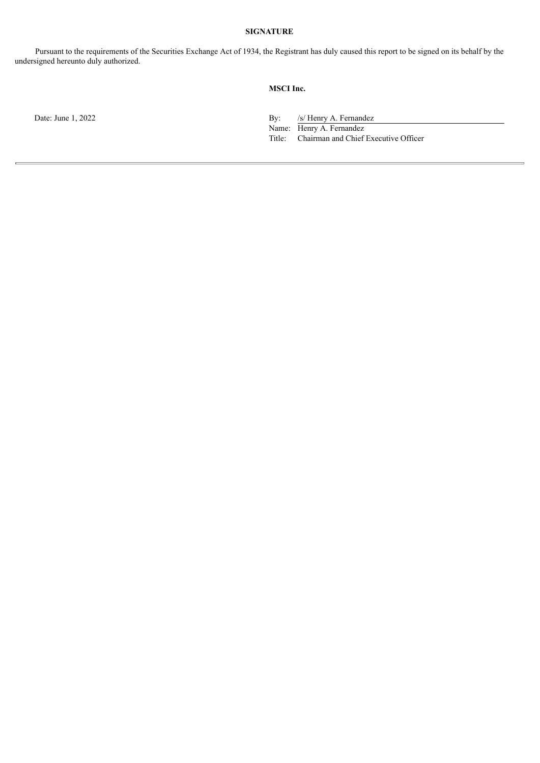**SIGNATURE**

Pursuant to the requirements of the Securities Exchange Act of 1934, the Registrant has duly caused this report to be signed on its behalf by the undersigned hereunto duly authorized.

**MSCI Inc.**

Date: June 1, 2022

By: /s/ Henry A. Fernandez
Name: Henry A. Fernandez
Title: Chairman and Chief Executive Officer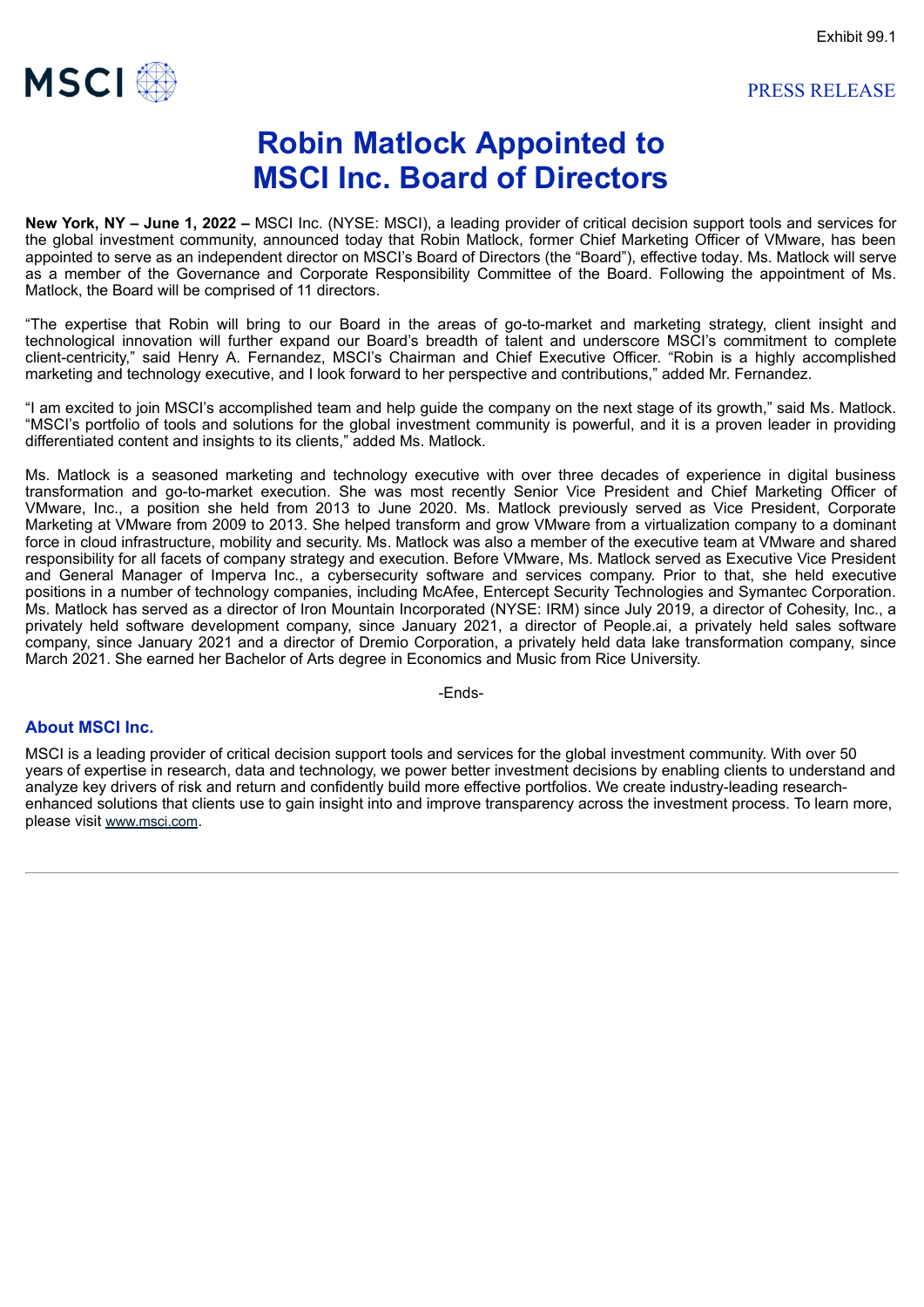Exhibit 99.1

MSCI

PRESS RELEASE

# Robin Matlock Appointed to MSCI Inc. Board of Directors

**New York, NY – June 1, 2022 –** MSCI Inc. (NYSE: MSCI), a leading provider of critical decision support tools and services for the global investment community, announced today that Robin Matlock, former Chief Marketing Officer of VMware, has been appointed to serve as an independent director on MSCI's Board of Directors (the "Board"), effective today. Ms. Matlock will serve as a member of the Governance and Corporate Responsibility Committee of the Board. Following the appointment of Ms. Matlock, the Board will be comprised of 11 directors.

"The expertise that Robin will bring to our Board in the areas of go-to-market and marketing strategy, client insight and technological innovation will further expand our Board's breadth of talent and underscore MSCI's commitment to complete client-centricity," said Henry A. Fernandez, MSCI's Chairman and Chief Executive Officer. "Robin is a highly accomplished marketing and technology executive, and I look forward to her perspective and contributions," added Mr. Fernandez.

"I am excited to join MSCI's accomplished team and help guide the company on the next stage of its growth," said Ms. Matlock. "MSCI's portfolio of tools and solutions for the global investment community is powerful, and it is a proven leader in providing differentiated content and insights to its clients," added Ms. Matlock.

Ms. Matlock is a seasoned marketing and technology executive with over three decades of experience in digital business transformation and go-to-market execution. She was most recently Senior Vice President and Chief Marketing Officer of VMware, Inc., a position she held from 2013 to June 2020. Ms. Matlock previously served as Vice President, Corporate Marketing at VMware from 2009 to 2013. She helped transform and grow VMware from a virtualization company to a dominant force in cloud infrastructure, mobility and security. Ms. Matlock was also a member of the executive team at VMware and shared responsibility for all facets of company strategy and execution. Before VMware, Ms. Matlock served as Executive Vice President and General Manager of Imperva Inc., a cybersecurity software and services company. Prior to that, she held executive positions in a number of technology companies, including McAfee, Entercept Security Technologies and Symantec Corporation. Ms. Matlock has served as a director of Iron Mountain Incorporated (NYSE: IRM) since July 2019, a director of Cohesity, Inc., a privately held software development company, since January 2021, a director of People.ai, a privately held sales software company, since January 2021 and a director of Dremio Corporation, a privately held data lake transformation company, since March 2021. She earned her Bachelor of Arts degree in Economics and Music from Rice University.

-Ends-

## About MSCI Inc.

MSCI is a leading provider of critical decision support tools and services for the global investment community. With over 50 years of expertise in research, data and technology, we power better investment decisions by enabling clients to understand and analyze key drivers of risk and return and confidently build more effective portfolios. We create industry-leading research-enhanced solutions that clients use to gain insight into and improve transparency across the investment process. To learn more, please visit www.msci.com.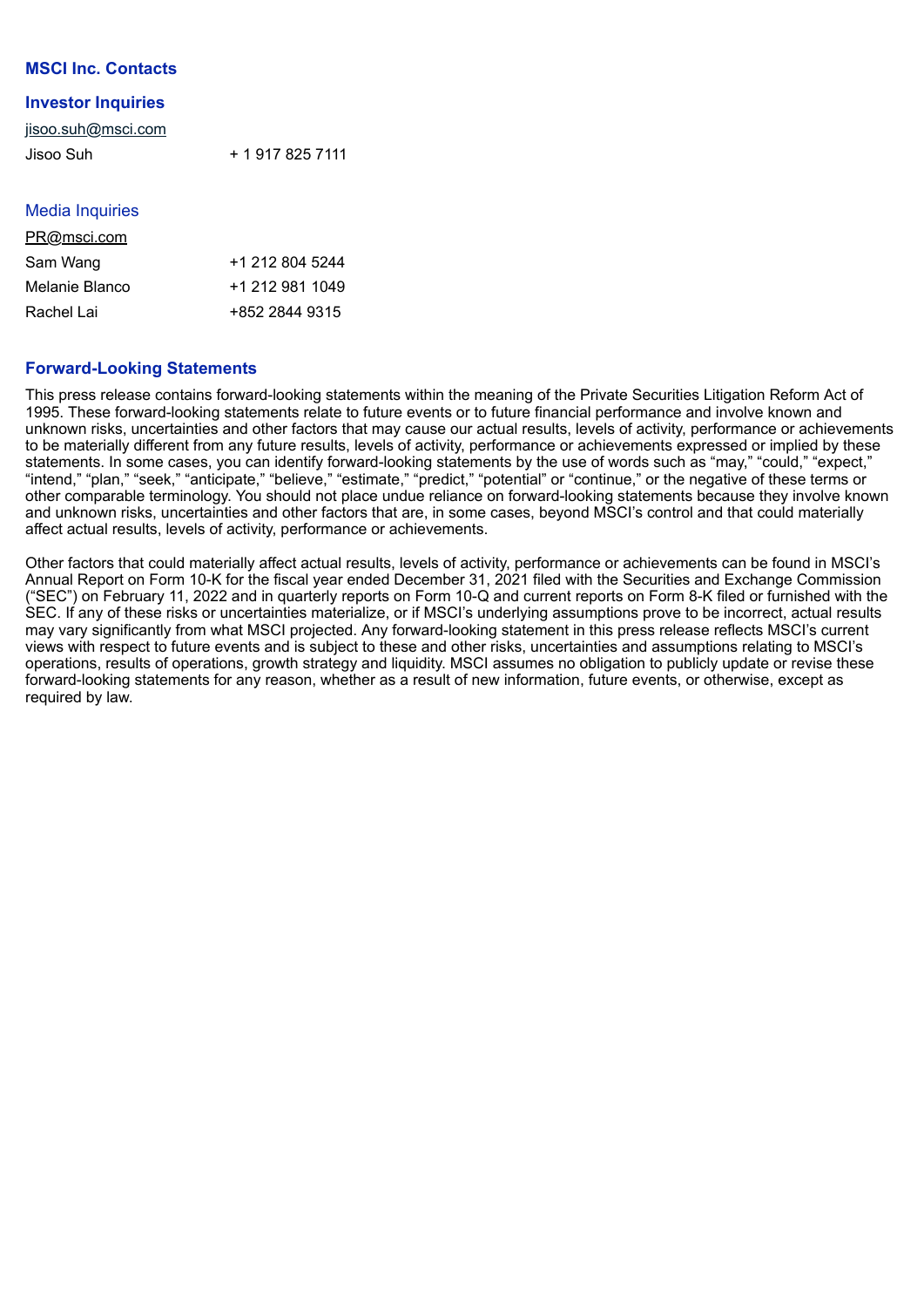### MSCI Inc. Contacts

### Investor Inquiries

jisoo.suh@msci.com

| | |
|---|---|
| Jisoo Suh | + 1 917 825 7111 |

### Media Inquiries

PR@msci.com

| | |
|---|---|
| Sam Wang | +1 212 804 5244 |
| Melanie Blanco | +1 212 981 1049 |
| Rachel Lai | +852 2844 9315 |

### Forward-Looking Statements

This press release contains forward-looking statements within the meaning of the Private Securities Litigation Reform Act of 1995. These forward-looking statements relate to future events or to future financial performance and involve known and unknown risks, uncertainties and other factors that may cause our actual results, levels of activity, performance or achievements to be materially different from any future results, levels of activity, performance or achievements expressed or implied by these statements. In some cases, you can identify forward-looking statements by the use of words such as "may," "could," "expect," "intend," "plan," "seek," "anticipate," "believe," "estimate," "predict," "potential" or "continue," or the negative of these terms or other comparable terminology. You should not place undue reliance on forward-looking statements because they involve known and unknown risks, uncertainties and other factors that are, in some cases, beyond MSCI's control and that could materially affect actual results, levels of activity, performance or achievements.

Other factors that could materially affect actual results, levels of activity, performance or achievements can be found in MSCI's Annual Report on Form 10-K for the fiscal year ended December 31, 2021 filed with the Securities and Exchange Commission ("SEC") on February 11, 2022 and in quarterly reports on Form 10-Q and current reports on Form 8-K filed or furnished with the SEC. If any of these risks or uncertainties materialize, or if MSCI's underlying assumptions prove to be incorrect, actual results may vary significantly from what MSCI projected. Any forward-looking statement in this press release reflects MSCI's current views with respect to future events and is subject to these and other risks, uncertainties and assumptions relating to MSCI's operations, results of operations, growth strategy and liquidity. MSCI assumes no obligation to publicly update or revise these forward-looking statements for any reason, whether as a result of new information, future events, or otherwise, except as required by law.